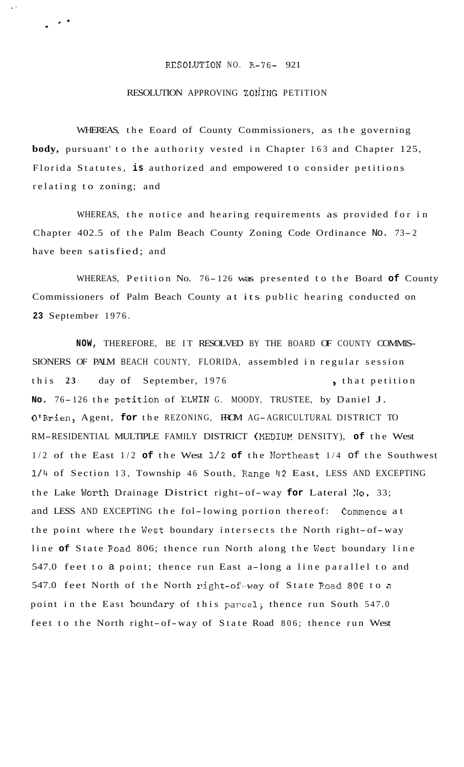RESOLUTION NO. R-76- 921

RESOLUTION APPROVING ZONING PETITION

WHEREAS, the Eoard of County Commissioners, as the governing **body,** pursuant' to the authority vested in Chapter 163 and Chapter 125, Florida Statutes, **is** authorized and empowered to consider petitions relating to zoning; and

WHEREAS, the notice and hearing requirements as provided for in Chapter 402.5 of the Palm Beach County Zoning Code Ordinance No. 73-2 have been satisfied; and

WHEREAS, Petition No. 76-126 was presented to the Board **of** County Commissioners of Palm Beach County at its public hearing conducted on **23** September 1976.

**NOW,** THEREFORE, BE IT RESOLVED BY THE BOARD OF COUNTY COMMISSIONERS OF PALM BEACH COUNTY, FLORIDA, assembled in regular session this **23** day of September, 1976 **,** that petition **No.** 76-126 the petition of ELWIN G. MOODY, TRUSTEE, by Daniel J. O'Brien, Agent, **for** the REZONING, FROM AG-AGRICULTURAL DISTRICT TO RM-RESIDENTIAL MULTIPLE FAMILY DISTRICT (MEDIUM DENSITY), **of** the West 1/2 of the East 1/2 **of** the West 1/2 **of** the Northeast 1/4 **of** the Southwest 1/4 of Section 13, Township 46 South, Range 42 East, LESS AND EXCEPTING the Lake Worth Drainage District right-of-way **for** Lateral No. 33; and LESS AND EXCEPTING the fol-lowing portion thereof: Commence at the point where the West boundary intersects the North right-of-way line **of** State Road 806; thence run North along the West boundary line 547.0 feet to a point; thence run East a-long a line parallel to and 547.0 feet North of the North right-of-way of State Road 806 to a point in the East boundary of this parcel; thence run South 547.0 feet to the North right-of-way of State Road 806; thence run West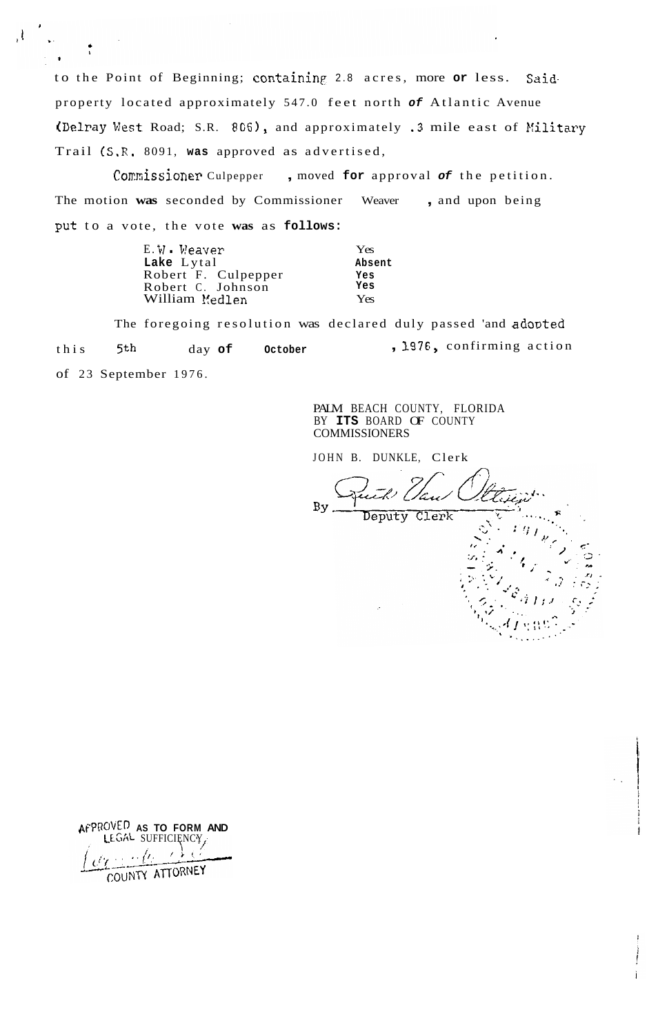to the Point of Beginning; containing 2.8 acres, more or less. Said property located approximately 547.0 feet north of Atlantic Avenue (Delray West Road; S.R. 806), and approximately .3 mile east of Military Trail (S.R. 8091, was approved as advertised,

Commissioner Culpepper, moved for approval of the petition. The motion was seconded by Commissioner Weaver, and upon being put to a vote, the vote was as follows:

| | |
|---|---|
| E.W. Weaver | Yes |
| Lake Lytal | Absent |
| Robert F. Culpepper | Yes |
| Robert C. Johnson | Yes |
| William Medlen | Yes |

The foregoing resolution was declared duly passed and adopted this 5th day of October, 1976, confirming action of 23 September 1976.

PALM BEACH COUNTY, FLORIDA
BY ITS BOARD OF COUNTY
COMMISSIONERS

JOHN B. DUNKLE, Clerk

By ____________
Deputy Clerk

APPROVED AS TO FORM AND
LEGAL SUFFICIENCY
____________
COUNTY ATTORNEY